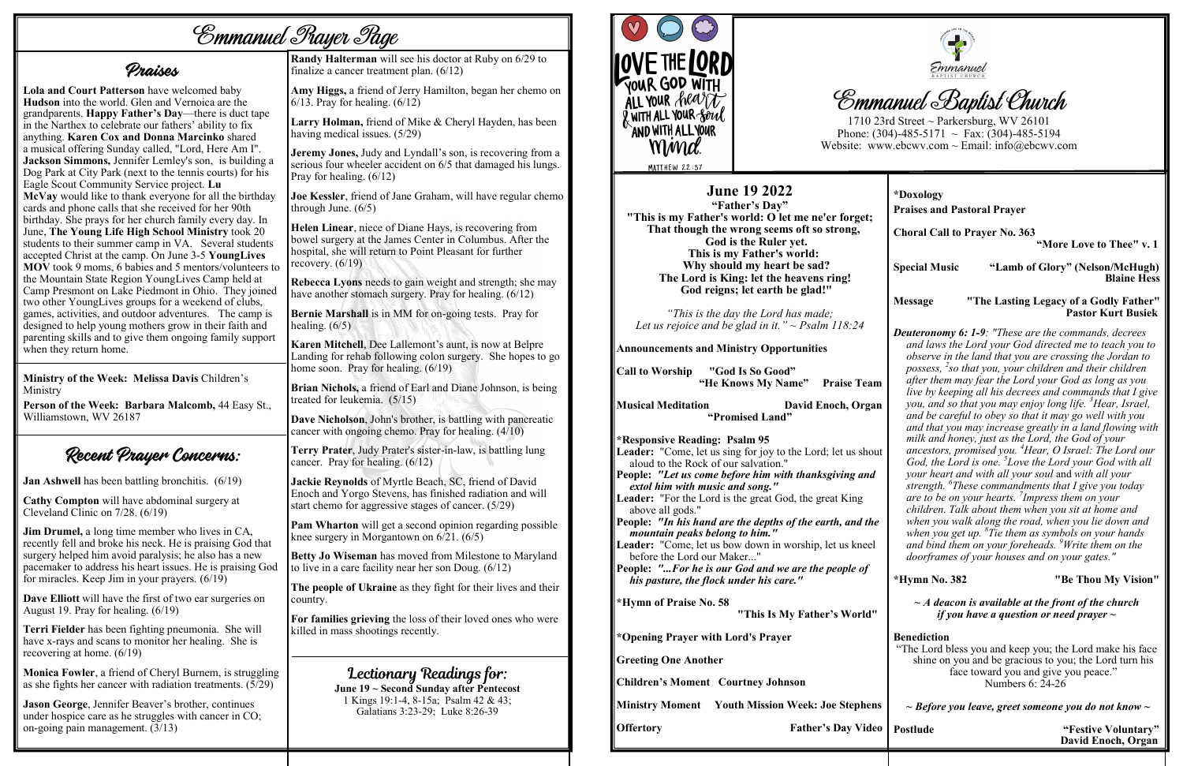# Emmanuel Prayer Page

## Praises

**Lola and Court Patterson** have welcomed baby **Hudson** into the world. Glen and Vernocia are the grandparents. **Happy Father's Day**—there is duct tape in the Narthex to celebrate our fathers' ability to fix anything. **Karen Cox and Donna Marcinko** shared a musical offering Sunday called, "Lord, Here Am I". **Jackson Simmons,** Jennifer Lemley's son, is building a Dog Park at City Park (next to the tennis courts) for his Eagle Scout Community Service project. **Lu McVay** would like to thank everyone for all the birthday cards and phone calls that she received for her 90th birthday. She prays for her church family every day. In June, **The Young Life High School Ministry** took 20 students to their summer camp in VA. Several students accepted Christ at the camp. On June 3-5 **YoungLives MOV** took 9 moms, 6 babies and 5 mentors/volunteers to the Mountain State Region YoungLives Camp held at Camp Presmont on Lake Piedmont in Ohio. They joined two other YoungLives groups for a weekend of clubs, games, activities, and outdoor adventures. The camp is designed to help young mothers grow in their faith and parenting skills and to give them ongoing family support when they return home.

**Ministry of the Week: Melissa Davis** Children's Ministry

**Person of the Week: Barbara Malcomb,** 44 Easy St., Williamstown, WV 26187

## Recent Prayer Concerns:

**Jan Ashwell** has been battling bronchitis. (6/19)

**Cathy Compton** will have abdominal surgery at Cleveland Clinic on 7/28. (6/19)

**Jim Drumel,** a long time member who lives in CA, recently fell and broke his neck. He is praising God that surgery helped him avoid paralysis; he also has a new pacemaker to address his heart issues. He is praising God for miracles. Keep Jim in your prayers. (6/19)

**Dave Elliott** will have the first of two ear surgeries on August 19. Pray for healing. (6/19)

**Terri Fielder** has been fighting pneumonia. She will have x-rays and scans to monitor her healing. She is recovering at home. (6/19)

**Monica Fowler**, a friend of Cheryl Burnem, is struggling as she fights her cancer with radiation treatments. (5/29)

**Jason George**, Jennifer Beaver's brother, continues under hospice care as he struggles with cancer in CO; on-going pain management. (3/13)

**Randy Halterman** will see his doctor at Ruby on 6/29 to finalize a cancer treatment plan. (6/12)

**Amy Higgs,** a friend of Jerry Hamilton, began her chemo on 6/13. Pray for healing. (6/12)

**Larry Holman,** friend of Mike & Cheryl Hayden, has been having medical issues. (5/29)

**Jeremy Jones,** Judy and Lyndall's son, is recovering from a serious four wheeler accident on 6/5 that damaged his lungs. Pray for healing. (6/12)

**Joe Kessler**, friend of Jane Graham, will have regular chemo through June. (6/5)

**Helen Linear**, niece of Diane Hays, is recovering from bowel surgery at the James Center in Columbus. After the hospital, she will return to Point Pleasant for further recovery. (6/19)

**Rebecca Lyons** needs to gain weight and strength; she may have another stomach surgery. Pray for healing. (6/12)

**Bernie Marshall** is in MM for on-going tests. Pray for healing. (6/5)

**Karen Mitchell**, Dee Lallemont's aunt, is now at Belpre Landing for rehab following colon surgery. She hopes to go home soon. Pray for healing. (6/19)

**Brian Nichols,** a friend of Earl and Diane Johnson, is being treated for leukemia. (5/15)

**Dave Nicholson**, John's brother, is battling with pancreatic cancer with ongoing chemo. Pray for healing. (4/10)

**Terry Prater**, Judy Prater's sister-in-law, is battling lung cancer. Pray for healing. (6/12)

**Jackie Reynolds** of Myrtle Beach, SC, friend of David Enoch and Yorgo Stevens, has finished radiation and will start chemo for aggressive stages of cancer. (5/29)

**Pam Wharton** will get a second opinion regarding possible knee surgery in Morgantown on 6/21. (6/5)

**Betty Jo Wiseman** has moved from Milestone to Maryland to live in a care facility near her son Doug. (6/12)

**The people of Ukraine** as they fight for their lives and their country.

**For families grieving** the loss of their loved ones who were killed in mass shootings recently.

### Lectionary Readings for:

**June 19 ~ Second Sunday after Pentecost**
1 Kings 19:1-4, 8-15a; Psalm 42 & 43; Galatians 3:23-29; Luke 8:26-39

LOVE THE LORD YOUR GOD WITH ALL YOUR heart & WITH ALL YOUR soul AND WITH ALL YOUR mind. MATTHEW 22:37

# Emmanuel Baptist Church

1710 23rd Street ~ Parkersburg, WV 26101
Phone: (304)-485-5171 ~ Fax: (304)-485-5194
Website: www.ebcwv.com ~ Email: info@ebcwv.com

## June 19 2022

**"Father's Day"**

**"This is my Father's world: O let me ne'er forget; That though the wrong seems oft so strong, God is the Ruler yet. This is my Father's world: Why should my heart be sad? The Lord is King: let the heavens ring! God reigns; let earth be glad!"**

*"This is the day the Lord has made; Let us rejoice and be glad in it." ~ Psalm 118:24*

**Announcements and Ministry Opportunities**

**Call to Worship** "God Is So Good"
"He Knows My Name" **Praise Team**

**Musical Meditation** "Promised Land" **David Enoch, Organ**

**\*Responsive Reading: Psalm 95**

**Leader:** "Come, let us sing for joy to the Lord; let us shout aloud to the Rock of our salvation."
**People:** *"Let us come before him with thanksgiving and extol him with music and song."*
**Leader:** "For the Lord is the great God, the great King above all gods."
**People:** *"In his hand are the depths of the earth, and the mountain peaks belong to him."*
**Leader:** "Come, let us bow down in worship, let us kneel before the Lord our Maker..."
**People:** *"...For he is our God and we are the people of his pasture, the flock under his care."*

**\*Hymn of Praise No. 58** "This Is My Father's World"

**\*Opening Prayer with Lord's Prayer**

**Greeting One Another**

**Children's Moment** Courtney Johnson

**Ministry Moment** Youth Mission Week: Joe Stephens

**Offertory** Father's Day Video

**\*Doxology**

**Praises and Pastoral Prayer**

**Choral Call to Prayer No. 363** "More Love to Thee" v. 1

**Special Music** "Lamb of Glory" (Nelson/McHugh) **Blaine Hess**

**Message** "The Lasting Legacy of a Godly Father" **Pastor Kurt Busiek**

***Deuteronomy 6: 1-9***: *"These are the commands, decrees and laws the Lord your God directed me to teach you to observe in the land that you are crossing the Jordan to possess, [2]so that you, your children and their children after them may fear the Lord your God as long as you live by keeping all his decrees and commands that I give you, and so that you may enjoy long life. [3]Hear, Israel, and be careful to obey so that it may go well with you and that you may increase greatly in a land flowing with milk and honey, just as the Lord, the God of your ancestors, promised you. [4]Hear, O Israel: The Lord our God, the Lord is one. [5]Love the Lord your God with all your heart and with all your soul and with all your strength. [6]These commandments that I give you today are to be on your hearts. [7]Impress them on your children. Talk about them when you sit at home and when you walk along the road, when you lie down and when you get up. [8]Tie them as symbols on your hands and bind them on your foreheads. [9]Write them on the doorframes of your houses and on your gates."*

**\*Hymn No. 382** "Be Thou My Vision"

***~ A deacon is available at the front of the church if you have a question or need prayer ~***

**Benediction**

"The Lord bless you and keep you; the Lord make his face shine on you and be gracious to you; the Lord turn his face toward you and give you peace."
Numbers 6: 24-26

***~ Before you leave, greet someone you do not know ~***

**Postlude** "Festive Voluntary" **David Enoch, Organ**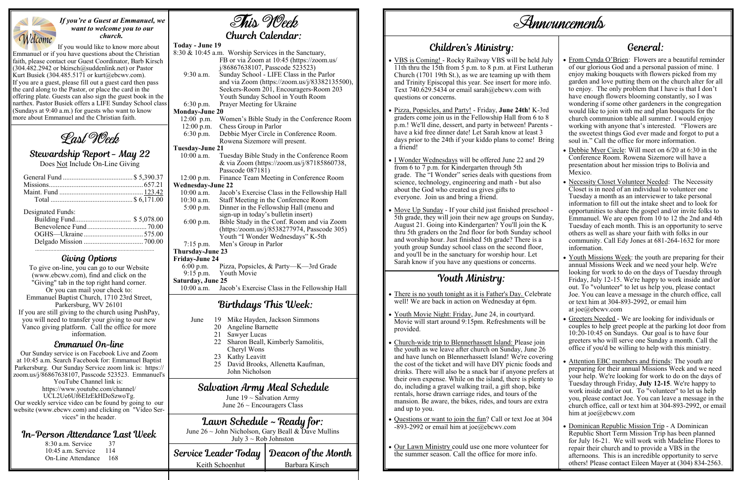## Welcome

***If you're a Guest at Emmanuel, we want to welcome you to our church.***

If you would like to know more about Emmanuel or if you have questions about the Christian faith, please contact our Guest Coordinator, Barb Kirsch (304.482.2942 or bkirsch@suddenlink.net) or Pastor Kurt Busiek (304.485.5171 or kurt@ebcwv.com). If you are a guest, please fill out a guest card then pass the card along to the Pastor, or place the card in the offering plate. Guests can also sign the guest book in the narthex. Pastor Busiek offers a LIFE Sunday School class (Sundays at 9:40 a.m.) for guests who want to know more about Emmanuel and the Christian faith.

# Last Week

## Stewardship Report – May 22

Does Not Include On-Line Giving

| | |
|---|---|
| General Fund | $ 5,390.37 |
| Missions | 657.21 |
| Maint. Fund | 123.42 |
| Total | $ 6,171.00 |

Designated Funds:

| | |
|---|---|
| Building Fund | $ 5,078.00 |
| Benevolence Fund | 70.00 |
| OGHS—Ukraine | 575.00 |
| Delgado Mission | 700.00 |

## Giving Options

To give on-line, you can go to our Website (www.ebcwv.com), find and click on the "Giving" tab in the top right hand corner.

Or you can mail your check to:
Emmanuel Baptist Church, 1710 23rd Street, Parkersburg, WV 26101

If you are still giving to the church using PushPay, you will need to transfer your giving to our new Vanco giving platform. Call the office for more information.

## Emmanuel On-line

Our Sunday service is on Facebook Live and Zoom at 10:45 a.m. Search Facebook for: Emmanuel Baptist Parkersburg. Our Sunday Service zoom link is: https://zoom.us/j/86867638107, Passcode 523523. Emmanuel's YouTube Channel link is: https://www.youtube.com/channel/UCL2Ue6Uf6EIzEkHDoSzwoTg.

Our weekly service video can be found by going to our website (www.ebcwv.com) and clicking on "Video Services" in the header.

## In-Person Attendance Last Week

| | |
|---|---|
| 8:30 a.m. Service | 37 |
| 10:45 a.m. Service | 114 |
| On-Line Attendance | 168 |

# This Week

## Church Calendar:

**Today - June 19**

- 8:30 & 10:45 a.m. Worship Services in the Sanctuary, FB or via Zoom at 10:45 (https://zoom.us/j/86867638107, Passcode 523523)
- 9:30 a.m. Sunday School - LIFE Class in the Parlor and via Zoom (https://zoom.us/j/83382135500), Seekers-Room 201, Encouragers-Room 203, Youth Sunday School in Youth Room
- 6:30 p.m. Prayer Meeting for Ukraine

**Monday-June 20**

- 12:00 p.m. Women's Bible Study in the Conference Room
- 12:00 p.m. Chess Group in Parlor
- 6:30 p.m. Debbie Myer Circle in Conference Room. Rowena Sizemore will present.

**Tuesday-June 21**

- 10:00 a.m. Tuesday Bible Study in the Conference Room & via Zoom (https://zoom.us/j/87185860738, Passcode 087181)
- 12:00 p.m. Finance Team Meeting in Conference Room

**Wednesday-June 22**

- 10:00 a.m. Jacob's Exercise Class in the Fellowship Hall
- 10:30 a.m. Staff Meeting in the Conference Room
- 5:00 p.m. Dinner in the Fellowship Hall (menu and sign-up in today's bulletin insert)
- 6:00 p.m. Bible Study in the Conf. Room and via Zoom (https:/zoom.us/j/8538277974, Passcode 305) Youth "I Wonder Wednesdays" K-5th
- 7:15 p.m. Men's Group in Parlor

**Thursday-June 23**

**Friday-June 24**

- 6:00 p.m. Pizza, Popsicles, & Party—K—3rd Grade
- 9:15 p.m. Youth Movie

**Saturday, June 25**

- 10:00 a.m. Jacob's Exercise Class in the Fellowship Hall

## Birthdays This Week:

June
- 19 Mike Hayden, Jackson Simmons
- 20 Angeline Barnette
- 21 Sawyer Lucas
- 22 Sharon Beall, Kimberly Samolitis, Cheryl Wons
- 23 Kathy Leavitt
- 25 David Brooks, Allenetta Kaufman, John Nicholson

## Salvation Army Meal Schedule

June 19 ~ Salvation Army
June 26 ~ Encouragers Class

## Lawn Schedule ~ Ready for:

June 26 ~ John Nicholson, Gary Beall & Dave Mullins
July 3 ~ Rob Johnston

| Service Leader Today | Deacon of the Month |
|---|---|
| Keith Schoenhut | Barbara Kirsch |

# Announcements

## Children's Ministry:

- VBS is Coming! - Rocky Railway VBS will be held July 11th thru the 15th from 5 p.m. to 8 p.m. at First Lutheran Church (1701 19th St.), as we are teaming up with them and Trinity Episcopal this year. See insert for more info. Text 740.629.5434 or email sarah@ebcwv.com with questions or concerns.
- Pizza, Popsicles, and Party! - Friday, **June 24th**! K-3rd graders come join us in the Fellowship Hall from 6 to 8 p.m.! We'll dine, dessert, and party in between! Parents - have a kid free dinner date! Let Sarah know at least 3 days prior to the 24th if your kiddo plans to come! Bring a friend!
- I Wonder Wednesdays will be offered June 22 and 29 from 6 to 7 p.m. for Kindergarten through 5th grade. The "I Wonder" series deals with questions from science, technology, engineering and math - but also about the God who created us gives gifts to everyone. Join us and bring a friend.
- Move Up Sunday - If your child just finished preschool - 5th grade, they will join their new age groups on Sunday, August 21. Going into Kindergarten? You'll join the K thru 5th graders on the 2nd floor for both Sunday school and worship hour. Just finished 5th grade? There is a youth group Sunday school class on the second floor, and you'll be in the sanctuary for worship hour. Let Sarah know if you have any questions or concerns.

## Youth Ministry:

- There is no youth tonight as it is Father's Day. Celebrate well! We are back in action on Wednesday at 6pm.
- Youth Movie Night: Friday, June 24, in courtyard. Movie will start around 9:15pm. Refreshments will be provided.
- Church-wide trip to Blennerhassett Island: Please join the youth as we leave after church on Sunday, June 26 and have lunch on Blennerhassett Island! We're covering the cost of the ticket and will have DIY picnic foods and drinks. There will also be a snack bar if anyone prefers at their own expense. While on the island, there is plenty to do, including a gravel walking trail, a gift shop, bike rentals, horse drawn carriage rides, and tours of the mansion. Be aware, the bikes, rides, and tours are extra and up to you.
- Questions or want to join the fun? Call or text Joe at 304-893-2992 or email him at joe@ebcwv.com
- Our Lawn Ministry could use one more volunteer for the summer season. Call the office for more info.

## General:

- From Cynda O'Brien: Flowers are a beautiful reminder of our glorious God and a personal passion of mine. I enjoy making bouquets with flowers picked from my garden and love putting them on the church alter for all to enjoy. The only problem that I have is that I don't have enough flowers blooming constantly, so I was wondering if some other gardeners in the congregation would like to join with me and plan bouquets for the church communion table all summer. I would enjoy working with anyone that's interested. "Flowers are the sweetest things God ever made and forgot to put a soul in." Call the office for more information.
- Debbie Myer Circle: Will meet on 6/20 at 6:30 in the Conference Room. Rowena Sizemore will have a presentation about her mission trips to Bolivia and Mexico.
- Necessity Closet Volunteer Needed: The Necessity Closet is in need of an individual to volunteer one Tuesday a month as an interviewer to take personal information to fill out the intake sheet and to look for opportunities to share the gospel and/or invite folks to Emmanuel. We are open from 10 to 12 the 2nd and 4th Tuesday of each month. This is an opportunity to serve others as well as share your faith with folks in our community. Call Edy Jones at 681-264-1632 for more information.
- Youth Missions Week: the youth are preparing for their annual Missions Week and we need your help. We're looking for work to do on the days of Tuesday through Friday, July 12-15. We're happy to work inside and/or out. To "volunteer" to let us help you, please contact Joe. You can leave a message in the church office, call or text him at 304-893-2992, or email him at joe@ebcwv.com
- Greeters Needed - We are looking for individuals or couples to help greet people at the parking lot door from 10:20-10:45 on Sundays. Our goal is to have four greeters who will serve one Sunday a month. Call the office if you'd be willing to help with this ministry.
- Attention EBC members and friends: The youth are preparing for their annual Missions Week and we need your help. We're looking for work to do on the days of Tuesday through Friday, **July 12-15**. We're happy to work inside and/or out. To "volunteer" to let us help you, please contact Joe. You can leave a message in the church office, call or text him at 304-893-2992, or email him at joe@ebcwv.com
- Dominican Republic Mission Trip - A Dominican Republic Short Term Mission Trip has been planned for July 16-21. We will work with Madeline Flores to repair their church and to provide a VBS in the afternoons. This is an incredible opportunity to serve others! Please contact Eileen Mayer at (304) 834-2563.